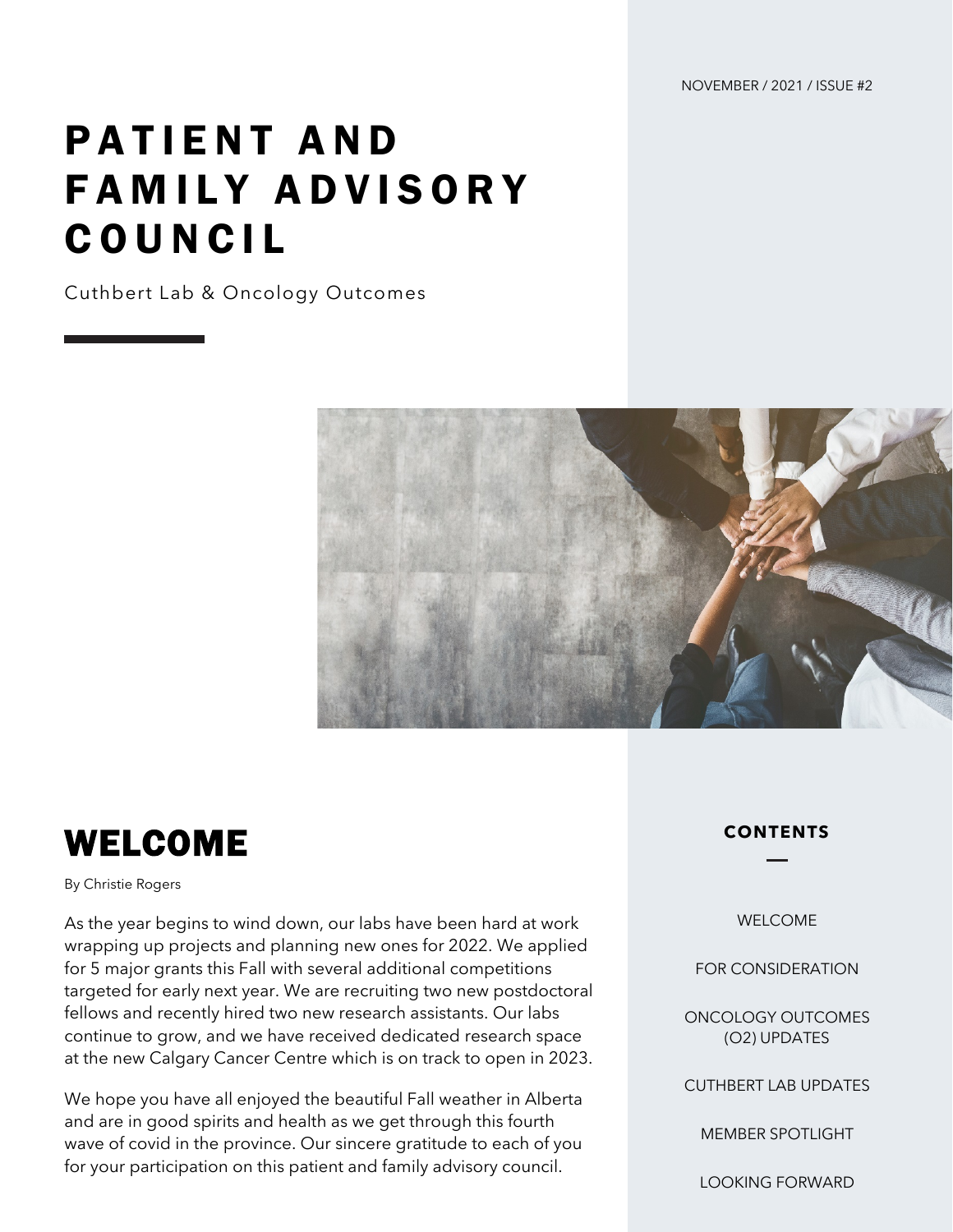NOVEMBER / 2021 / ISSUE #2

# PATIENT AND FAMILY ADVISORY COUNCIL

Cuthbert Lab & Oncology Outcomes

## WELCOME

By Christie Rogers

As the year begins to wind down, our labs have been hard at work wrapping up projects and planning new ones for 2022. We applied for 5 major grants this Fall with several additional competitions targeted for early next year. We are recruiting two new postdoctoral fellows and recently hired two new research assistants. Our labs continue to grow, and we have received dedicated research space at the new Calgary Cancer Centre which is on track to open in 2023.

We hope you have all enjoyed the beautiful Fall weather in Alberta and are in good spirits and health as we get through this fourth wave of covid in the province. Our sincere gratitude to each of you for your participation on this patient and family advisory council.

**CONTENTS**

- WELCOME
- FOR CONSIDERATION
- ONCOLOGY OUTCOMES (O2) UPDATES
- CUTHBERT LAB UPDATES
- MEMBER SPOTLIGHT
- LOOKING FORWARD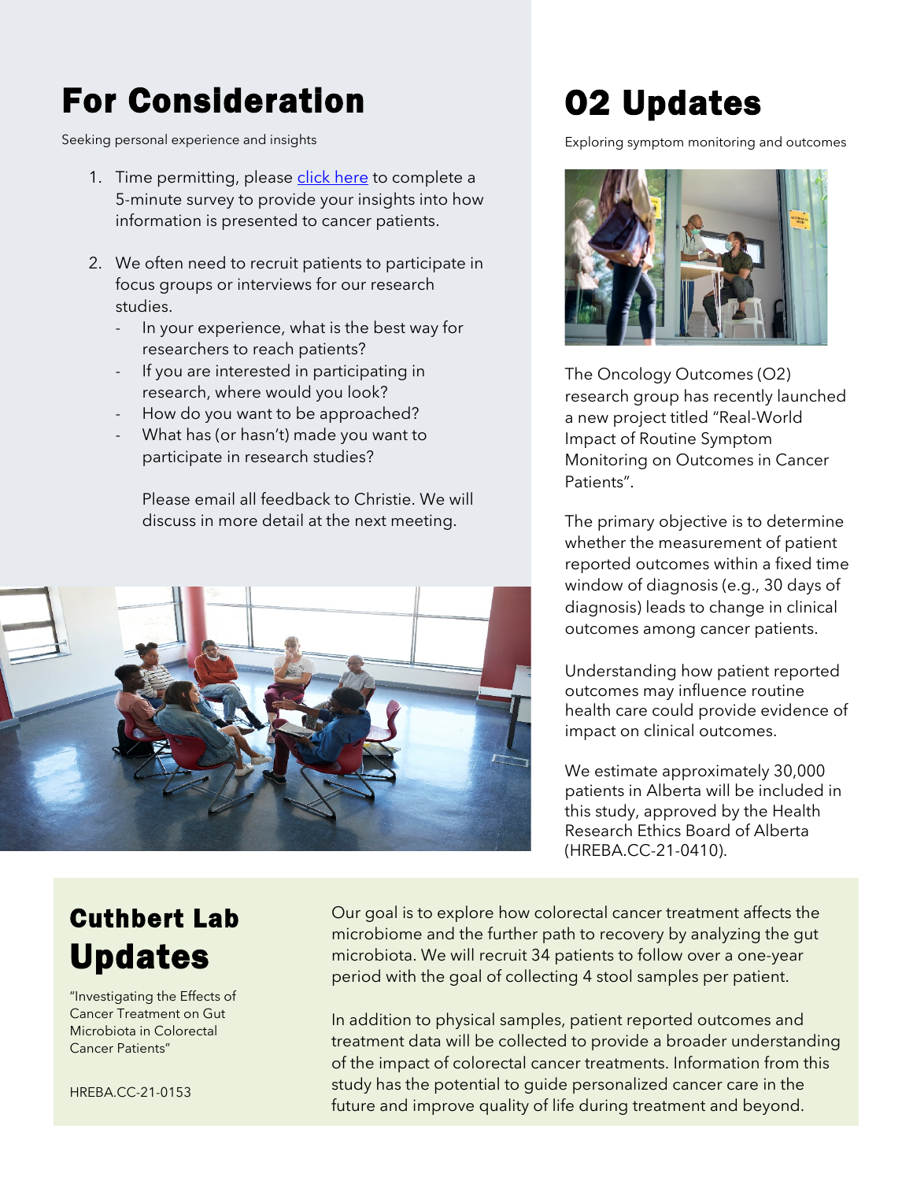# For Consideration

Seeking personal experience and insights

1. Time permitting, please click here to complete a 5-minute survey to provide your insights into how information is presented to cancer patients.

2. We often need to recruit patients to participate in focus groups or interviews for our research studies.
   - In your experience, what is the best way for researchers to reach patients?
   - If you are interested in participating in research, where would you look?
   - How do you want to be approached?
   - What has (or hasn't) made you want to participate in research studies?

   Please email all feedback to Christie. We will discuss in more detail at the next meeting.

# O2 Updates

Exploring symptom monitoring and outcomes

The Oncology Outcomes (O2) research group has recently launched a new project titled "Real-World Impact of Routine Symptom Monitoring on Outcomes in Cancer Patients".

The primary objective is to determine whether the measurement of patient reported outcomes within a fixed time window of diagnosis (e.g., 30 days of diagnosis) leads to change in clinical outcomes among cancer patients.

Understanding how patient reported outcomes may influence routine health care could provide evidence of impact on clinical outcomes.

We estimate approximately 30,000 patients in Alberta will be included in this study, approved by the Health Research Ethics Board of Alberta (HREBA.CC-21-0410).

# Cuthbert Lab Updates

"Investigating the Effects of Cancer Treatment on Gut Microbiota in Colorectal Cancer Patients"

HREBA.CC-21-0153

Our goal is to explore how colorectal cancer treatment affects the microbiome and the further path to recovery by analyzing the gut microbiota. We will recruit 34 patients to follow over a one-year period with the goal of collecting 4 stool samples per patient.

In addition to physical samples, patient reported outcomes and treatment data will be collected to provide a broader understanding of the impact of colorectal cancer treatments. Information from this study has the potential to guide personalized cancer care in the future and improve quality of life during treatment and beyond.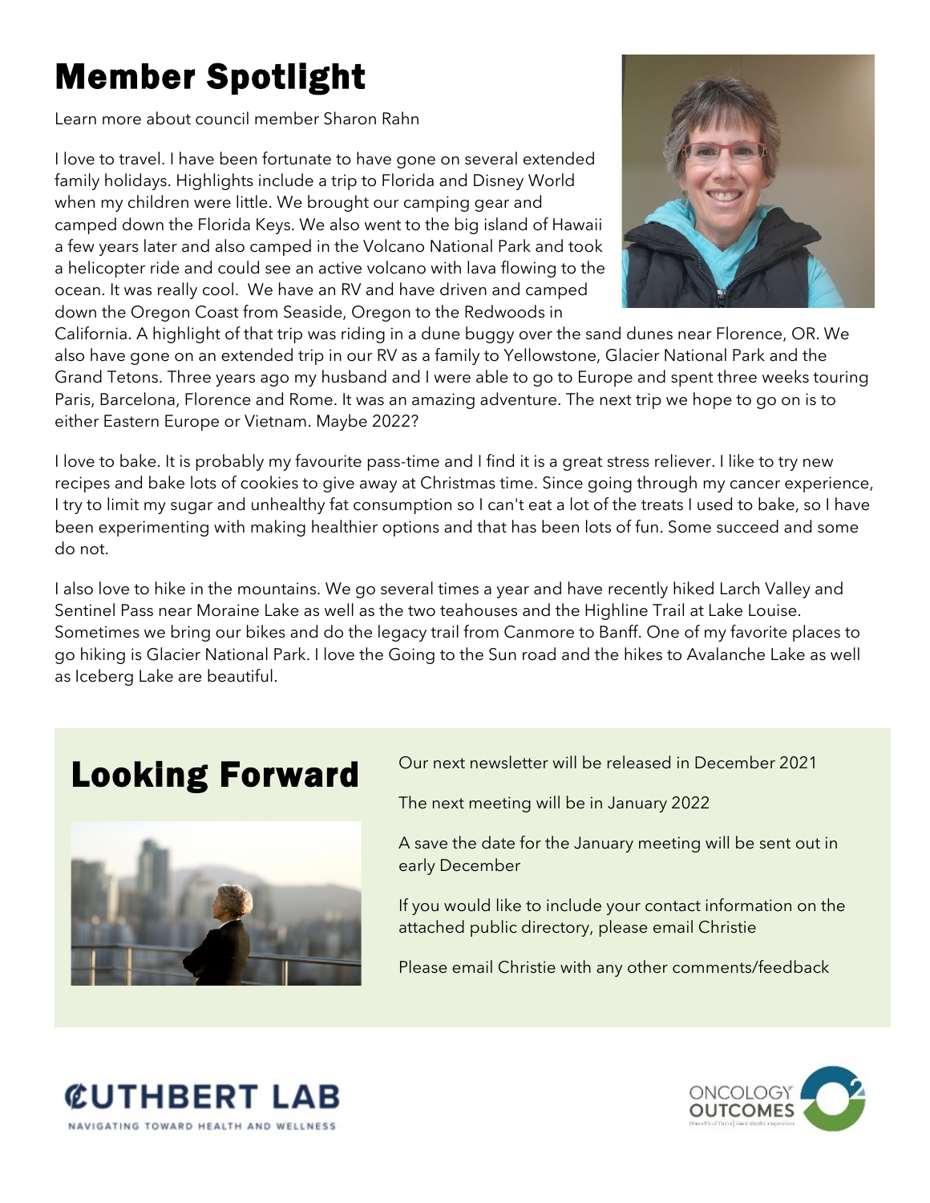# Member Spotlight

Learn more about council member Sharon Rahn

I love to travel. I have been fortunate to have gone on several extended family holidays. Highlights include a trip to Florida and Disney World when my children were little. We brought our camping gear and camped down the Florida Keys. We also went to the big island of Hawaii a few years later and also camped in the Volcano National Park and took a helicopter ride and could see an active volcano with lava flowing to the ocean. It was really cool. We have an RV and have driven and camped down the Oregon Coast from Seaside, Oregon to the Redwoods in California. A highlight of that trip was riding in a dune buggy over the sand dunes near Florence, OR. We also have gone on an extended trip in our RV as a family to Yellowstone, Glacier National Park and the Grand Tetons. Three years ago my husband and I were able to go to Europe and spent three weeks touring Paris, Barcelona, Florence and Rome. It was an amazing adventure. The next trip we hope to go on is to either Eastern Europe or Vietnam. Maybe 2022?

I love to bake. It is probably my favourite pass-time and I find it is a great stress reliever. I like to try new recipes and bake lots of cookies to give away at Christmas time. Since going through my cancer experience, I try to limit my sugar and unhealthy fat consumption so I can't eat a lot of the treats I used to bake, so I have been experimenting with making healthier options and that has been lots of fun. Some succeed and some do not.

I also love to hike in the mountains. We go several times a year and have recently hiked Larch Valley and Sentinel Pass near Moraine Lake as well as the two teahouses and the Highline Trail at Lake Louise. Sometimes we bring our bikes and do the legacy trail from Canmore to Banff. One of my favorite places to go hiking is Glacier National Park. I love the Going to the Sun road and the hikes to Avalanche Lake as well as Iceberg Lake are beautiful.

# Looking Forward

Our next newsletter will be released in December 2021

The next meeting will be in January 2022

A save the date for the January meeting will be sent out in early December

If you would like to include your contact information on the attached public directory, please email Christie

Please email Christie with any other comments/feedback

CUTHBERT LAB
NAVIGATING TOWARD HEALTH AND WELLNESS

ONCOLOGY OUTCOMES